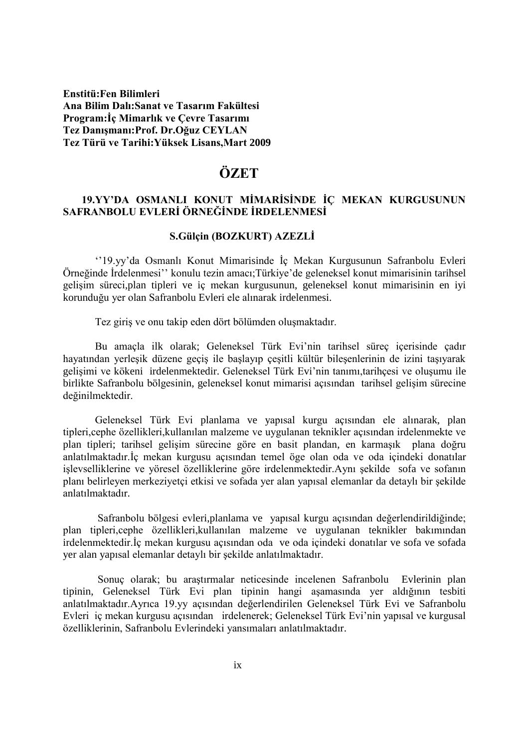**Enstitü:Fen Bilimleri**
**Ana Bilim Dalı:Sanat ve Tasarım Fakültesi**
**Program:İç Mimarlık ve Çevre Tasarımı**
**Tez Danışmanı:Prof. Dr.Oğuz CEYLAN**
**Tez Türü ve Tarihi:Yüksek Lisans,Mart 2009**

# ÖZET

## 19.YY'DA OSMANLI KONUT MİMARİSİNDE İÇ MEKAN KURGUSUNUN SAFRANBOLU EVLERİ ÖRNEĞİNDE İRDELENMESİ

**S.Gülçin (BOZKURT) AZEZLİ**

''19.yy'da Osmanlı Konut Mimarisinde İç Mekan Kurgusunun Safranbolu Evleri Örneğinde İrdelenmesi'' konulu tezin amacı;Türkiye'de geleneksel konut mimarisinin tarihsel gelişim süreci,plan tipleri ve iç mekan kurgusunun, geleneksel konut mimarisinin en iyi korunduğu yer olan Safranbolu Evleri ele alınarak irdelenmesi.

Tez giriş ve onu takip eden dört bölümden oluşmaktadır.

Bu amaçla ilk olarak; Geleneksel Türk Evi'nin tarihsel süreç içerisinde çadır hayatından yerleşik düzene geçiş ile başlayıp çeşitli kültür bileşenlerinin de izini taşıyarak gelişimi ve kökeni irdelenmektedir. Geleneksel Türk Evi'nin tanımı,tarihçesi ve oluşumu ile birlikte Safranbolu bölgesinin, geleneksel konut mimarisi açısından tarihsel gelişim sürecine değinilmektedir.

Geleneksel Türk Evi planlama ve yapısal kurgu açısından ele alınarak, plan tipleri,cephe özellikleri,kullanılan malzeme ve uygulanan teknikler açısından irdelenmekte ve plan tipleri; tarihsel gelişim sürecine göre en basit plandan, en karmaşık plana doğru anlatılmaktadır.İç mekan kurgusu açısından temel öge olan oda ve oda içindeki donatılar işlevselliklerine ve yöresel özelliklerine göre irdelenmektedir.Aynı şekilde sofa ve sofanın planı belirleyen merkeziyetçi etkisi ve sofada yer alan yapısal elemanlar da detaylı bir şekilde anlatılmaktadır.

Safranbolu bölgesi evleri,planlama ve yapısal kurgu açısından değerlendirildiğinde; plan tipleri,cephe özellikleri,kullanılan malzeme ve uygulanan teknikler bakımından irdelenmektedir.İç mekan kurgusu açısından oda ve oda içindeki donatılar ve sofa ve sofada yer alan yapısal elemanlar detaylı bir şekilde anlatılmaktadır.

Sonuç olarak; bu araştırmalar neticesinde incelenen Safranbolu Evlerinin plan tipinin, Geleneksel Türk Evi plan tipinin hangi aşamasında yer aldığının tesbiti anlatılmaktadır.Ayrıca 19.yy açısından değerlendirilen Geleneksel Türk Evi ve Safranbolu Evleri iç mekan kurgusu açısından irdelenerek; Geleneksel Türk Evi'nin yapısal ve kurgusal özelliklerinin, Safranbolu Evlerindeki yansımaları anlatılmaktadır.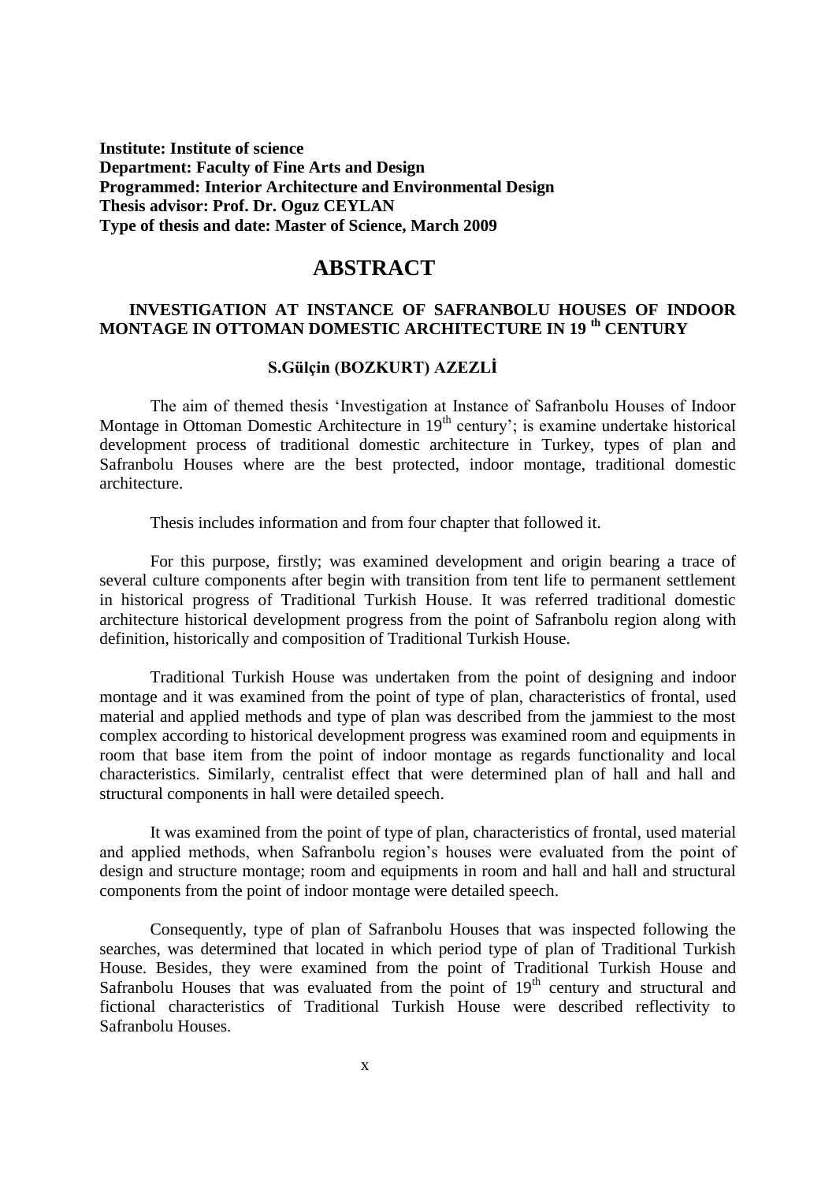**Institute: Institute of science**
**Department: Faculty of Fine Arts and Design**
**Programmed: Interior Architecture and Environmental Design**
**Thesis advisor: Prof. Dr. Oguz CEYLAN**
**Type of thesis and date: Master of Science, March 2009**

# ABSTRACT

## INVESTIGATION AT INSTANCE OF SAFRANBOLU HOUSES OF INDOOR MONTAGE IN OTTOMAN DOMESTIC ARCHITECTURE IN 19 th CENTURY

**S.Gülçin (BOZKURT) AZEZLİ**

The aim of themed thesis 'Investigation at Instance of Safranbolu Houses of Indoor Montage in Ottoman Domestic Architecture in 19th century'; is examine undertake historical development process of traditional domestic architecture in Turkey, types of plan and Safranbolu Houses where are the best protected, indoor montage, traditional domestic architecture.

Thesis includes information and from four chapter that followed it.

For this purpose, firstly; was examined development and origin bearing a trace of several culture components after begin with transition from tent life to permanent settlement in historical progress of Traditional Turkish House. It was referred traditional domestic architecture historical development progress from the point of Safranbolu region along with definition, historically and composition of Traditional Turkish House.

Traditional Turkish House was undertaken from the point of designing and indoor montage and it was examined from the point of type of plan, characteristics of frontal, used material and applied methods and type of plan was described from the jammiest to the most complex according to historical development progress was examined room and equipments in room that base item from the point of indoor montage as regards functionality and local characteristics. Similarly, centralist effect that were determined plan of hall and hall and structural components in hall were detailed speech.

It was examined from the point of type of plan, characteristics of frontal, used material and applied methods, when Safranbolu region's houses were evaluated from the point of design and structure montage; room and equipments in room and hall and hall and structural components from the point of indoor montage were detailed speech.

Consequently, type of plan of Safranbolu Houses that was inspected following the searches, was determined that located in which period type of plan of Traditional Turkish House. Besides, they were examined from the point of Traditional Turkish House and Safranbolu Houses that was evaluated from the point of 19th century and structural and fictional characteristics of Traditional Turkish House were described reflectivity to Safranbolu Houses.